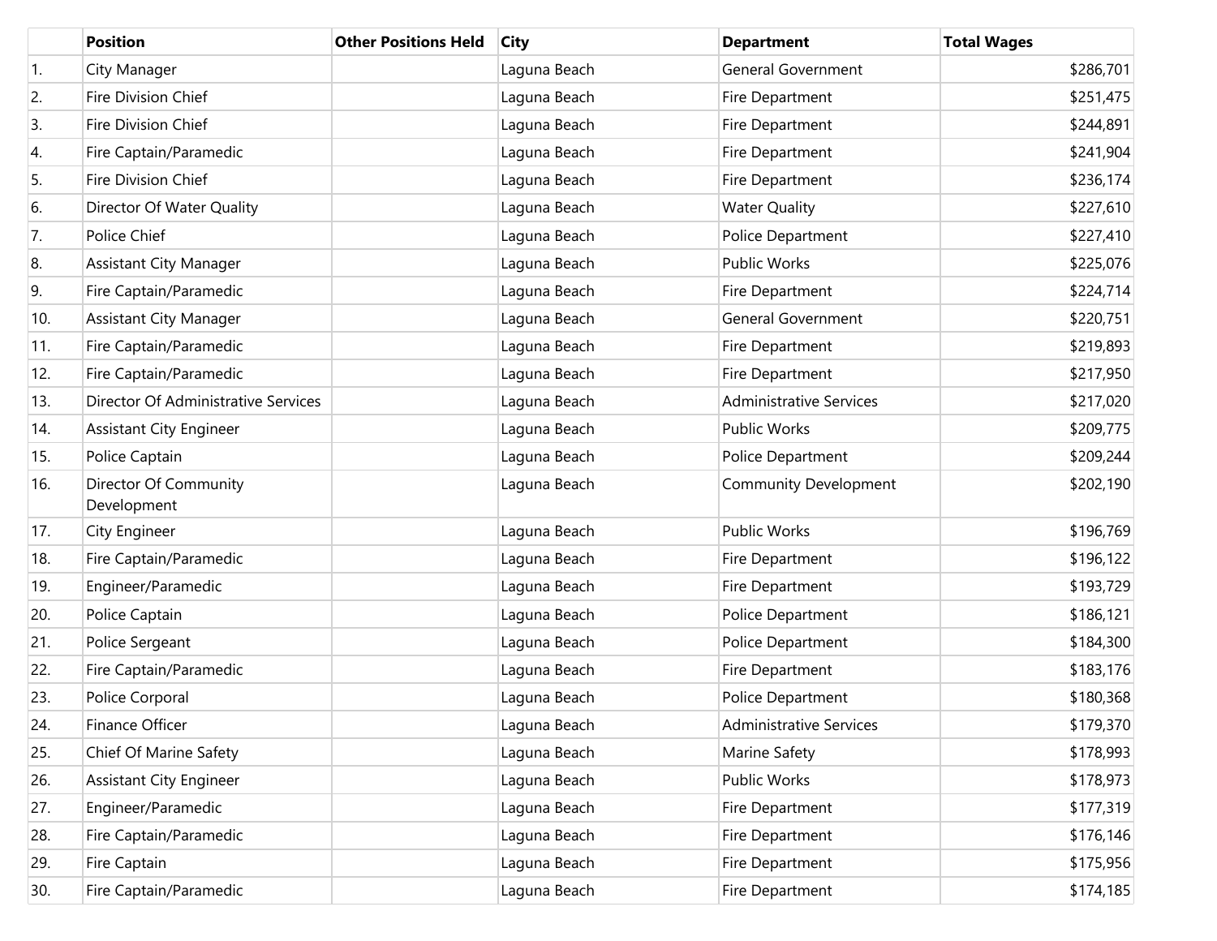| | Position | Other Positions Held | City | Department | Total Wages |
|---|---|---|---|---|---|
| 1. | City Manager | | Laguna Beach | General Government | $286,701 |
| 2. | Fire Division Chief | | Laguna Beach | Fire Department | $251,475 |
| 3. | Fire Division Chief | | Laguna Beach | Fire Department | $244,891 |
| 4. | Fire Captain/Paramedic | | Laguna Beach | Fire Department | $241,904 |
| 5. | Fire Division Chief | | Laguna Beach | Fire Department | $236,174 |
| 6. | Director Of Water Quality | | Laguna Beach | Water Quality | $227,610 |
| 7. | Police Chief | | Laguna Beach | Police Department | $227,410 |
| 8. | Assistant City Manager | | Laguna Beach | Public Works | $225,076 |
| 9. | Fire Captain/Paramedic | | Laguna Beach | Fire Department | $224,714 |
| 10. | Assistant City Manager | | Laguna Beach | General Government | $220,751 |
| 11. | Fire Captain/Paramedic | | Laguna Beach | Fire Department | $219,893 |
| 12. | Fire Captain/Paramedic | | Laguna Beach | Fire Department | $217,950 |
| 13. | Director Of Administrative Services | | Laguna Beach | Administrative Services | $217,020 |
| 14. | Assistant City Engineer | | Laguna Beach | Public Works | $209,775 |
| 15. | Police Captain | | Laguna Beach | Police Department | $209,244 |
| 16. | Director Of Community Development | | Laguna Beach | Community Development | $202,190 |
| 17. | City Engineer | | Laguna Beach | Public Works | $196,769 |
| 18. | Fire Captain/Paramedic | | Laguna Beach | Fire Department | $196,122 |
| 19. | Engineer/Paramedic | | Laguna Beach | Fire Department | $193,729 |
| 20. | Police Captain | | Laguna Beach | Police Department | $186,121 |
| 21. | Police Sergeant | | Laguna Beach | Police Department | $184,300 |
| 22. | Fire Captain/Paramedic | | Laguna Beach | Fire Department | $183,176 |
| 23. | Police Corporal | | Laguna Beach | Police Department | $180,368 |
| 24. | Finance Officer | | Laguna Beach | Administrative Services | $179,370 |
| 25. | Chief Of Marine Safety | | Laguna Beach | Marine Safety | $178,993 |
| 26. | Assistant City Engineer | | Laguna Beach | Public Works | $178,973 |
| 27. | Engineer/Paramedic | | Laguna Beach | Fire Department | $177,319 |
| 28. | Fire Captain/Paramedic | | Laguna Beach | Fire Department | $176,146 |
| 29. | Fire Captain | | Laguna Beach | Fire Department | $175,956 |
| 30. | Fire Captain/Paramedic | | Laguna Beach | Fire Department | $174,185 |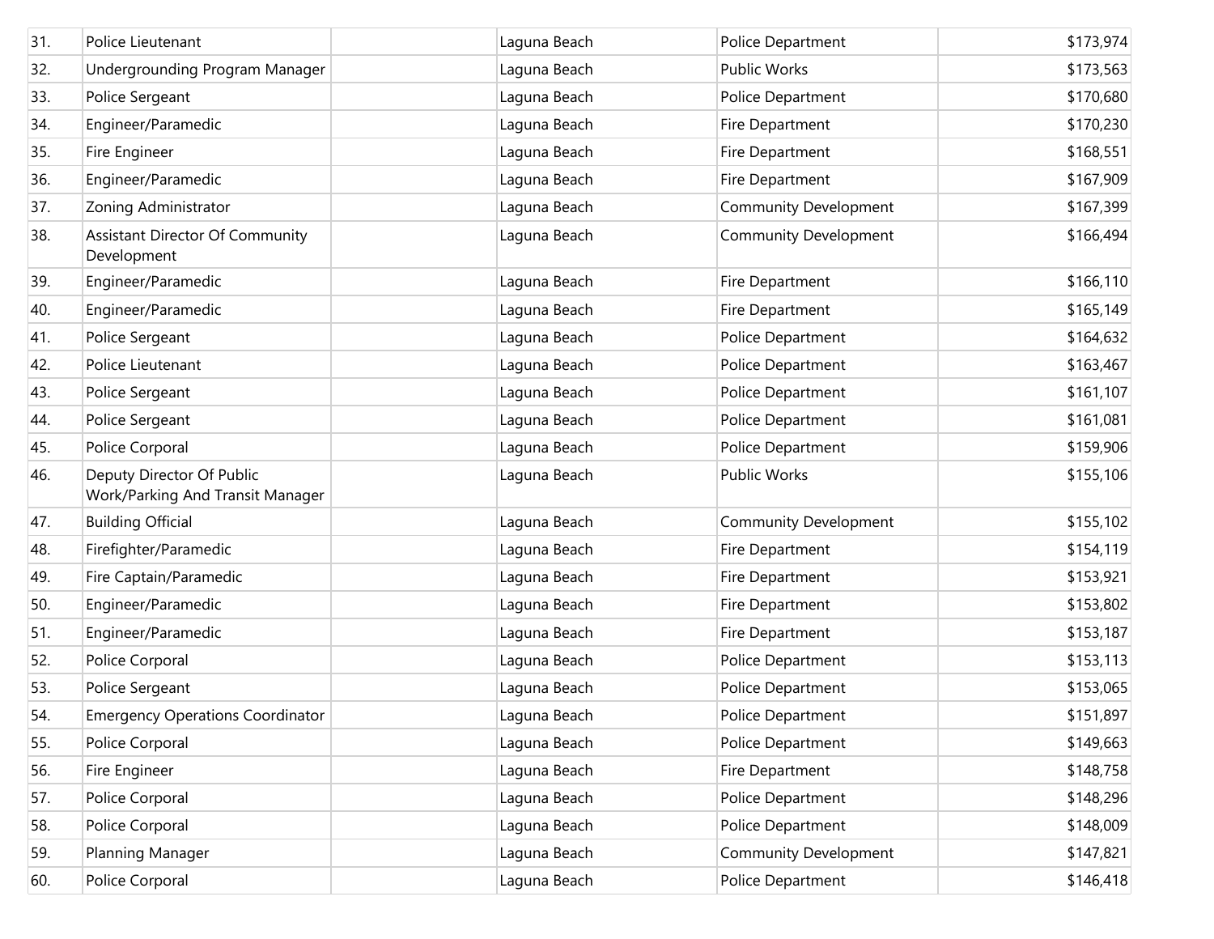| | | | | | |
|---|---|---|---|---|---|
| 31. | Police Lieutenant | | Laguna Beach | Police Department | $173,974 |
| 32. | Undergrounding Program Manager | | Laguna Beach | Public Works | $173,563 |
| 33. | Police Sergeant | | Laguna Beach | Police Department | $170,680 |
| 34. | Engineer/Paramedic | | Laguna Beach | Fire Department | $170,230 |
| 35. | Fire Engineer | | Laguna Beach | Fire Department | $168,551 |
| 36. | Engineer/Paramedic | | Laguna Beach | Fire Department | $167,909 |
| 37. | Zoning Administrator | | Laguna Beach | Community Development | $167,399 |
| 38. | Assistant Director Of Community Development | | Laguna Beach | Community Development | $166,494 |
| 39. | Engineer/Paramedic | | Laguna Beach | Fire Department | $166,110 |
| 40. | Engineer/Paramedic | | Laguna Beach | Fire Department | $165,149 |
| 41. | Police Sergeant | | Laguna Beach | Police Department | $164,632 |
| 42. | Police Lieutenant | | Laguna Beach | Police Department | $163,467 |
| 43. | Police Sergeant | | Laguna Beach | Police Department | $161,107 |
| 44. | Police Sergeant | | Laguna Beach | Police Department | $161,081 |
| 45. | Police Corporal | | Laguna Beach | Police Department | $159,906 |
| 46. | Deputy Director Of Public Work/Parking And Transit Manager | | Laguna Beach | Public Works | $155,106 |
| 47. | Building Official | | Laguna Beach | Community Development | $155,102 |
| 48. | Firefighter/Paramedic | | Laguna Beach | Fire Department | $154,119 |
| 49. | Fire Captain/Paramedic | | Laguna Beach | Fire Department | $153,921 |
| 50. | Engineer/Paramedic | | Laguna Beach | Fire Department | $153,802 |
| 51. | Engineer/Paramedic | | Laguna Beach | Fire Department | $153,187 |
| 52. | Police Corporal | | Laguna Beach | Police Department | $153,113 |
| 53. | Police Sergeant | | Laguna Beach | Police Department | $153,065 |
| 54. | Emergency Operations Coordinator | | Laguna Beach | Police Department | $151,897 |
| 55. | Police Corporal | | Laguna Beach | Police Department | $149,663 |
| 56. | Fire Engineer | | Laguna Beach | Fire Department | $148,758 |
| 57. | Police Corporal | | Laguna Beach | Police Department | $148,296 |
| 58. | Police Corporal | | Laguna Beach | Police Department | $148,009 |
| 59. | Planning Manager | | Laguna Beach | Community Development | $147,821 |
| 60. | Police Corporal | | Laguna Beach | Police Department | $146,418 |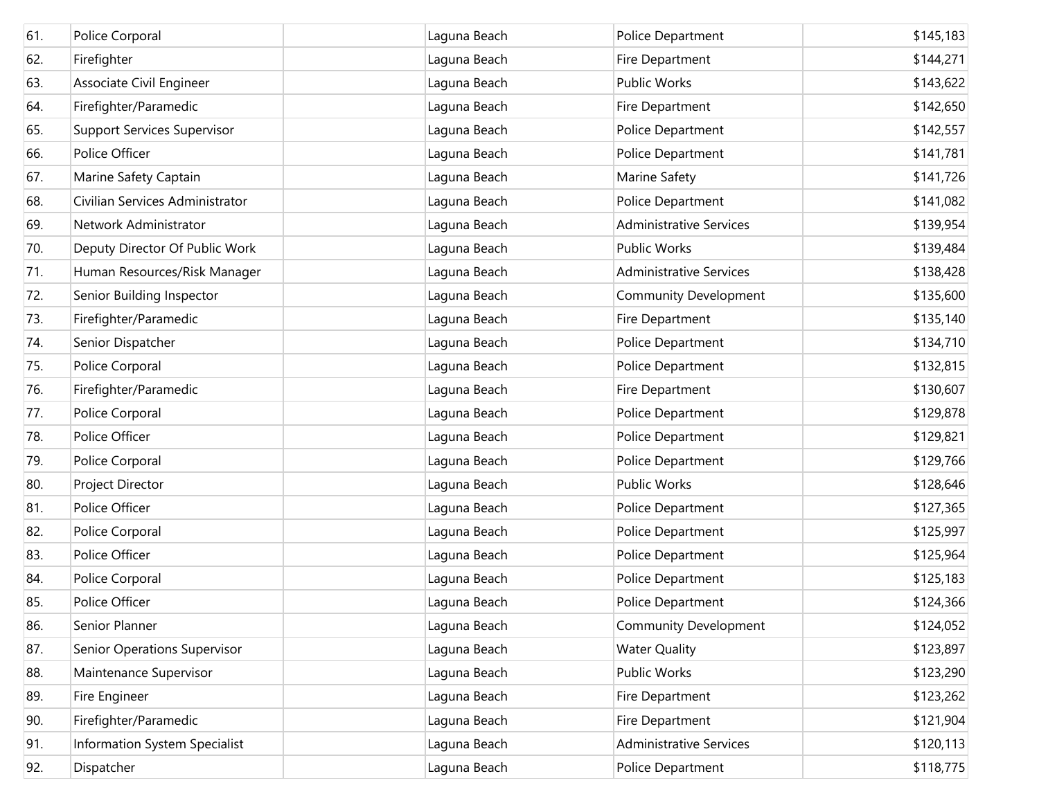| | | | | | |
|---|---|---|---|---|---|
| 61. | Police Corporal | | Laguna Beach | Police Department | $145,183 |
| 62. | Firefighter | | Laguna Beach | Fire Department | $144,271 |
| 63. | Associate Civil Engineer | | Laguna Beach | Public Works | $143,622 |
| 64. | Firefighter/Paramedic | | Laguna Beach | Fire Department | $142,650 |
| 65. | Support Services Supervisor | | Laguna Beach | Police Department | $142,557 |
| 66. | Police Officer | | Laguna Beach | Police Department | $141,781 |
| 67. | Marine Safety Captain | | Laguna Beach | Marine Safety | $141,726 |
| 68. | Civilian Services Administrator | | Laguna Beach | Police Department | $141,082 |
| 69. | Network Administrator | | Laguna Beach | Administrative Services | $139,954 |
| 70. | Deputy Director Of Public Work | | Laguna Beach | Public Works | $139,484 |
| 71. | Human Resources/Risk Manager | | Laguna Beach | Administrative Services | $138,428 |
| 72. | Senior Building Inspector | | Laguna Beach | Community Development | $135,600 |
| 73. | Firefighter/Paramedic | | Laguna Beach | Fire Department | $135,140 |
| 74. | Senior Dispatcher | | Laguna Beach | Police Department | $134,710 |
| 75. | Police Corporal | | Laguna Beach | Police Department | $132,815 |
| 76. | Firefighter/Paramedic | | Laguna Beach | Fire Department | $130,607 |
| 77. | Police Corporal | | Laguna Beach | Police Department | $129,878 |
| 78. | Police Officer | | Laguna Beach | Police Department | $129,821 |
| 79. | Police Corporal | | Laguna Beach | Police Department | $129,766 |
| 80. | Project Director | | Laguna Beach | Public Works | $128,646 |
| 81. | Police Officer | | Laguna Beach | Police Department | $127,365 |
| 82. | Police Corporal | | Laguna Beach | Police Department | $125,997 |
| 83. | Police Officer | | Laguna Beach | Police Department | $125,964 |
| 84. | Police Corporal | | Laguna Beach | Police Department | $125,183 |
| 85. | Police Officer | | Laguna Beach | Police Department | $124,366 |
| 86. | Senior Planner | | Laguna Beach | Community Development | $124,052 |
| 87. | Senior Operations Supervisor | | Laguna Beach | Water Quality | $123,897 |
| 88. | Maintenance Supervisor | | Laguna Beach | Public Works | $123,290 |
| 89. | Fire Engineer | | Laguna Beach | Fire Department | $123,262 |
| 90. | Firefighter/Paramedic | | Laguna Beach | Fire Department | $121,904 |
| 91. | Information System Specialist | | Laguna Beach | Administrative Services | $120,113 |
| 92. | Dispatcher | | Laguna Beach | Police Department | $118,775 |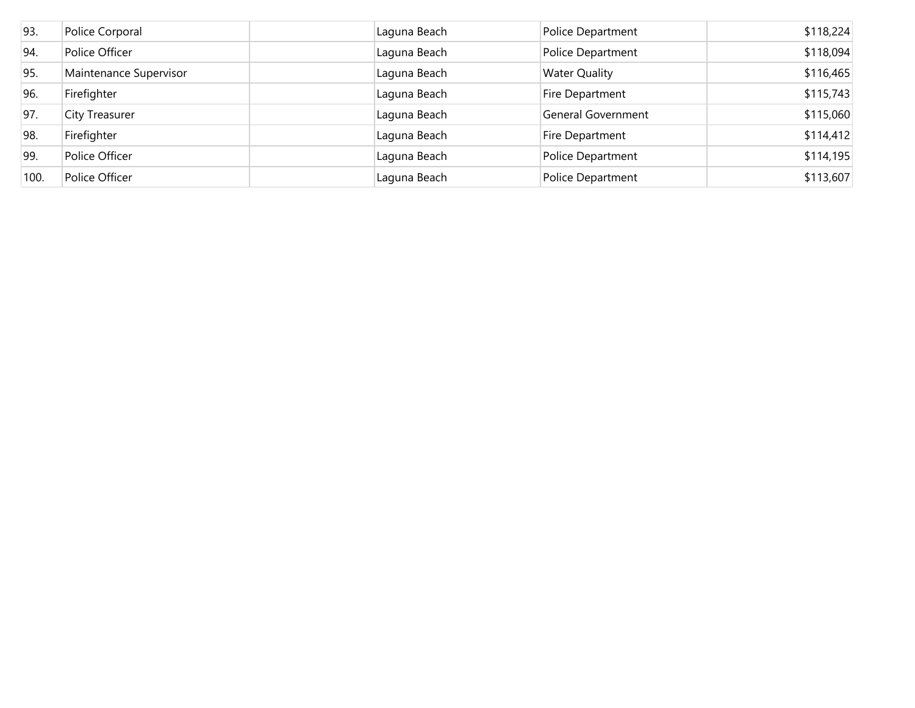| | | | | | |
|---|---|---|---|---|---|
| 93. | Police Corporal | | Laguna Beach | Police Department | $118,224 |
| 94. | Police Officer | | Laguna Beach | Police Department | $118,094 |
| 95. | Maintenance Supervisor | | Laguna Beach | Water Quality | $116,465 |
| 96. | Firefighter | | Laguna Beach | Fire Department | $115,743 |
| 97. | City Treasurer | | Laguna Beach | General Government | $115,060 |
| 98. | Firefighter | | Laguna Beach | Fire Department | $114,412 |
| 99. | Police Officer | | Laguna Beach | Police Department | $114,195 |
| 100. | Police Officer | | Laguna Beach | Police Department | $113,607 |